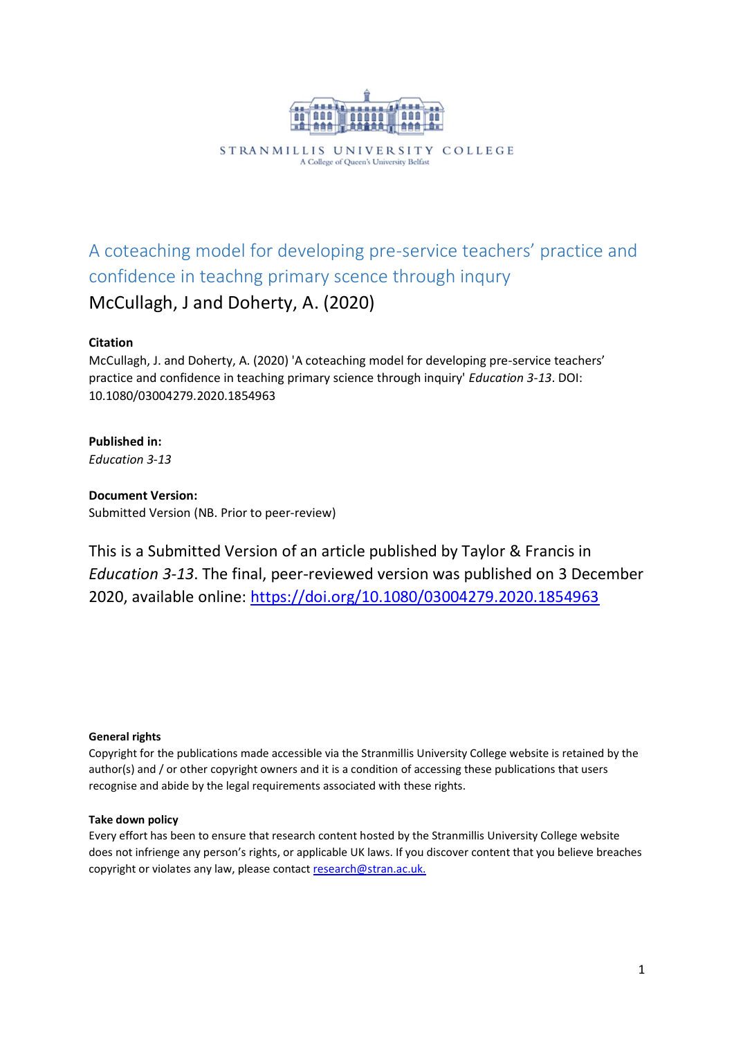STRANMILLIS UNIVERSITY COLLEGE

A College of Queen's University Belfast

# A coteaching model for developing pre-service teachers' practice and confidence in teachng primary scence through inqury

McCullagh, J and Doherty, A. (2020)

**Citation**

McCullagh, J. and Doherty, A. (2020) 'A coteaching model for developing pre-service teachers' practice and confidence in teaching primary science through inquiry' *Education 3-13*. DOI: 10.1080/03004279.2020.1854963

**Published in:**

*Education 3-13*

**Document Version:**

Submitted Version (NB. Prior to peer-review)

This is a Submitted Version of an article published by Taylor & Francis in *Education 3-13*. The final, peer-reviewed version was published on 3 December 2020, available online: https://doi.org/10.1080/03004279.2020.1854963

**General rights**

Copyright for the publications made accessible via the Stranmillis University College website is retained by the author(s) and / or other copyright owners and it is a condition of accessing these publications that users recognise and abide by the legal requirements associated with these rights.

**Take down policy**

Every effort has been made to ensure that research content hosted by the Stranmillis University College website does not infringe any person's rights, or applicable UK laws. If you discover content that you believe breaches copyright or violates any law, please contact research@stran.ac.uk.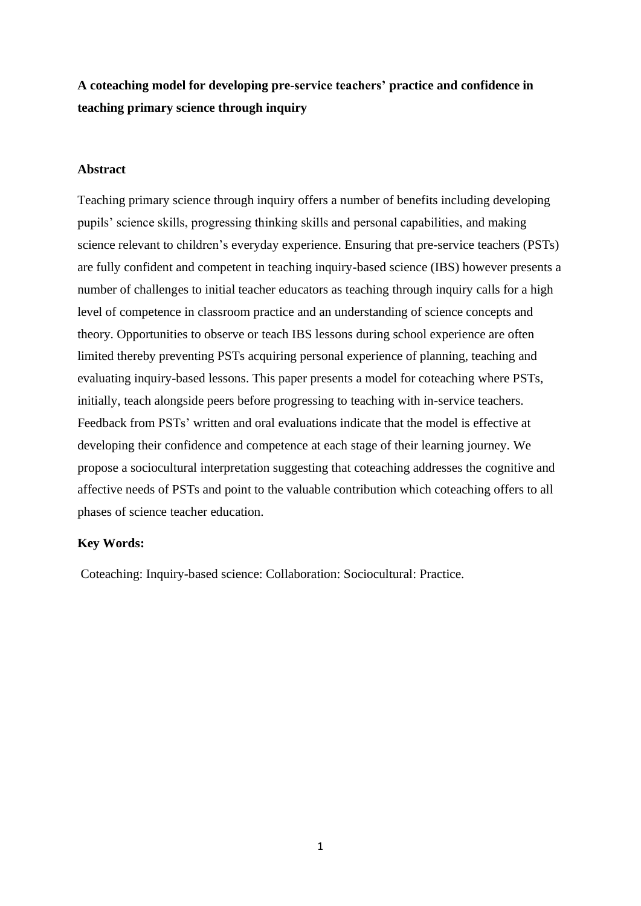**A coteaching model for developing pre-service teachers' practice and confidence in teaching primary science through inquiry**

**Abstract**

Teaching primary science through inquiry offers a number of benefits including developing pupils' science skills, progressing thinking skills and personal capabilities, and making science relevant to children's everyday experience. Ensuring that pre-service teachers (PSTs) are fully confident and competent in teaching inquiry-based science (IBS) however presents a number of challenges to initial teacher educators as teaching through inquiry calls for a high level of competence in classroom practice and an understanding of science concepts and theory. Opportunities to observe or teach IBS lessons during school experience are often limited thereby preventing PSTs acquiring personal experience of planning, teaching and evaluating inquiry-based lessons. This paper presents a model for coteaching where PSTs, initially, teach alongside peers before progressing to teaching with in-service teachers. Feedback from PSTs' written and oral evaluations indicate that the model is effective at developing their confidence and competence at each stage of their learning journey. We propose a sociocultural interpretation suggesting that coteaching addresses the cognitive and affective needs of PSTs and point to the valuable contribution which coteaching offers to all phases of science teacher education.

**Key Words:**

Coteaching: Inquiry-based science: Collaboration: Sociocultural: Practice.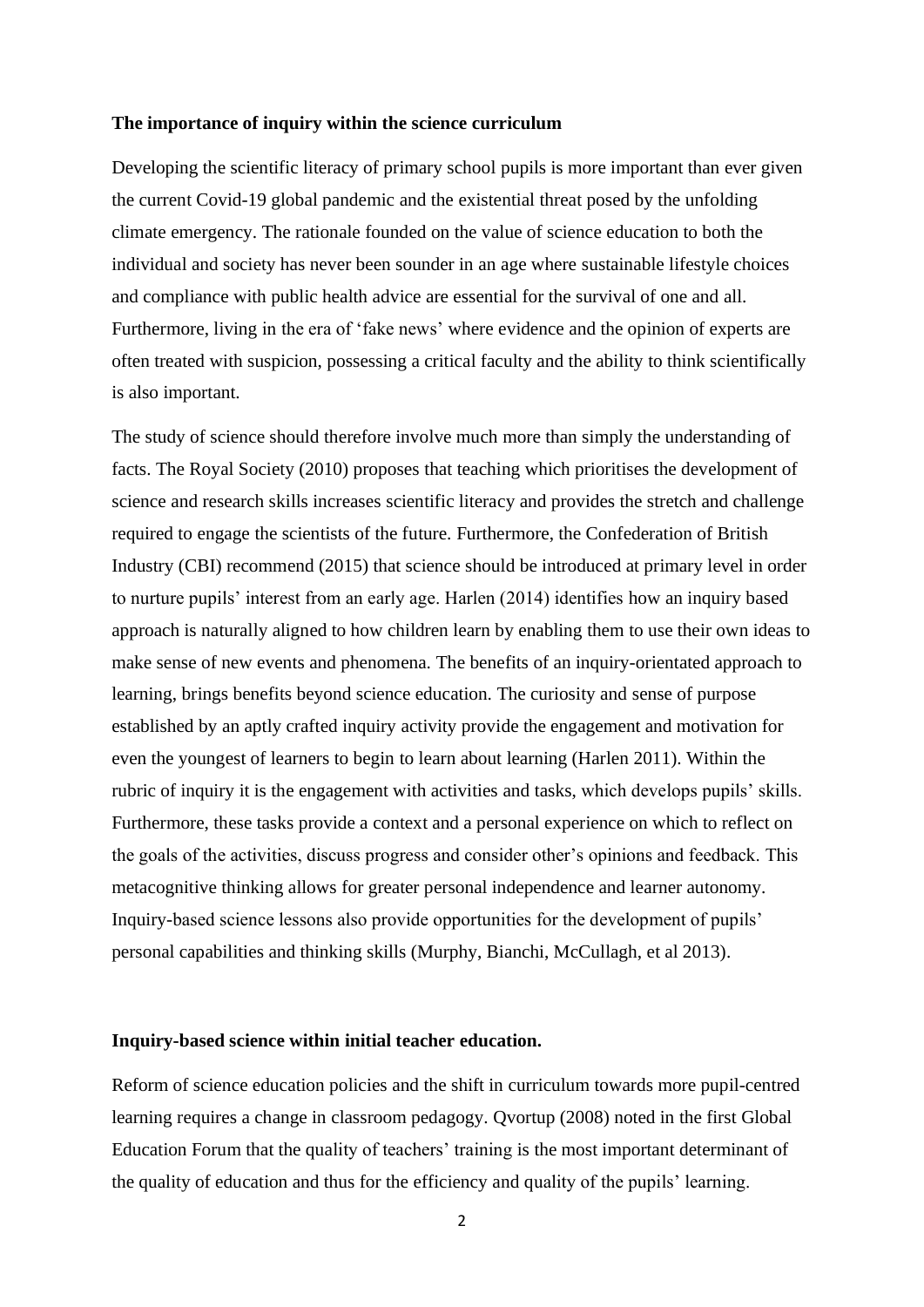**The importance of inquiry within the science curriculum**

Developing the scientific literacy of primary school pupils is more important than ever given the current Covid-19 global pandemic and the existential threat posed by the unfolding climate emergency. The rationale founded on the value of science education to both the individual and society has never been sounder in an age where sustainable lifestyle choices and compliance with public health advice are essential for the survival of one and all. Furthermore, living in the era of 'fake news' where evidence and the opinion of experts are often treated with suspicion, possessing a critical faculty and the ability to think scientifically is also important.

The study of science should therefore involve much more than simply the understanding of facts. The Royal Society (2010) proposes that teaching which prioritises the development of science and research skills increases scientific literacy and provides the stretch and challenge required to engage the scientists of the future. Furthermore, the Confederation of British Industry (CBI) recommend (2015) that science should be introduced at primary level in order to nurture pupils' interest from an early age. Harlen (2014) identifies how an inquiry based approach is naturally aligned to how children learn by enabling them to use their own ideas to make sense of new events and phenomena. The benefits of an inquiry-orientated approach to learning, brings benefits beyond science education. The curiosity and sense of purpose established by an aptly crafted inquiry activity provide the engagement and motivation for even the youngest of learners to begin to learn about learning (Harlen 2011). Within the rubric of inquiry it is the engagement with activities and tasks, which develops pupils' skills. Furthermore, these tasks provide a context and a personal experience on which to reflect on the goals of the activities, discuss progress and consider other's opinions and feedback. This metacognitive thinking allows for greater personal independence and learner autonomy. Inquiry-based science lessons also provide opportunities for the development of pupils' personal capabilities and thinking skills (Murphy, Bianchi, McCullagh, et al 2013).

**Inquiry-based science within initial teacher education.**

Reform of science education policies and the shift in curriculum towards more pupil-centred learning requires a change in classroom pedagogy. Qvortup (2008) noted in the first Global Education Forum that the quality of teachers' training is the most important determinant of the quality of education and thus for the efficiency and quality of the pupils' learning.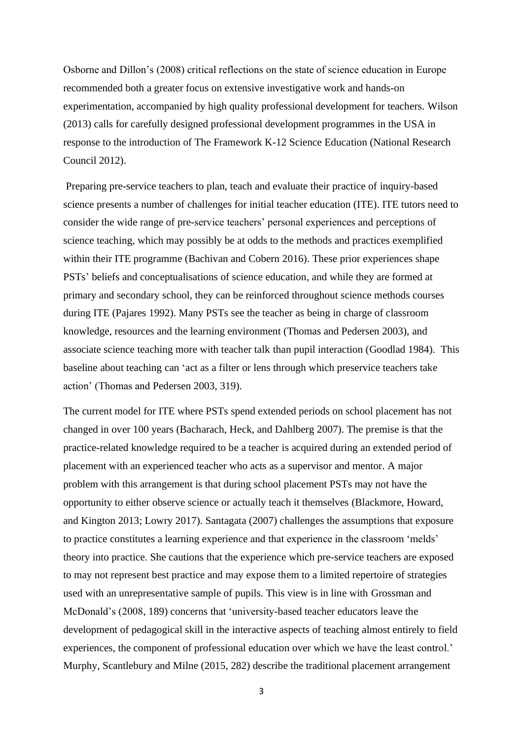Osborne and Dillon's (2008) critical reflections on the state of science education in Europe recommended both a greater focus on extensive investigative work and hands-on experimentation, accompanied by high quality professional development for teachers. Wilson (2013) calls for carefully designed professional development programmes in the USA in response to the introduction of The Framework K-12 Science Education (National Research Council 2012).

Preparing pre-service teachers to plan, teach and evaluate their practice of inquiry-based science presents a number of challenges for initial teacher education (ITE). ITE tutors need to consider the wide range of pre-service teachers' personal experiences and perceptions of science teaching, which may possibly be at odds to the methods and practices exemplified within their ITE programme (Bachivan and Cobern 2016). These prior experiences shape PSTs' beliefs and conceptualisations of science education, and while they are formed at primary and secondary school, they can be reinforced throughout science methods courses during ITE (Pajares 1992). Many PSTs see the teacher as being in charge of classroom knowledge, resources and the learning environment (Thomas and Pedersen 2003), and associate science teaching more with teacher talk than pupil interaction (Goodlad 1984). This baseline about teaching can 'act as a filter or lens through which preservice teachers take action' (Thomas and Pedersen 2003, 319).

The current model for ITE where PSTs spend extended periods on school placement has not changed in over 100 years (Bacharach, Heck, and Dahlberg 2007). The premise is that the practice-related knowledge required to be a teacher is acquired during an extended period of placement with an experienced teacher who acts as a supervisor and mentor. A major problem with this arrangement is that during school placement PSTs may not have the opportunity to either observe science or actually teach it themselves (Blackmore, Howard, and Kington 2013; Lowry 2017). Santagata (2007) challenges the assumptions that exposure to practice constitutes a learning experience and that experience in the classroom 'melds' theory into practice. She cautions that the experience which pre-service teachers are exposed to may not represent best practice and may expose them to a limited repertoire of strategies used with an unrepresentative sample of pupils. This view is in line with Grossman and McDonald's (2008, 189) concerns that 'university-based teacher educators leave the development of pedagogical skill in the interactive aspects of teaching almost entirely to field experiences, the component of professional education over which we have the least control.' Murphy, Scantlebury and Milne (2015, 282) describe the traditional placement arrangement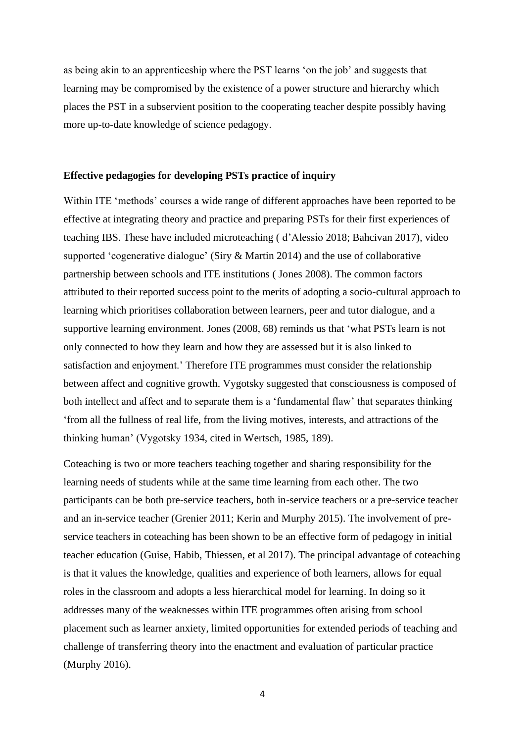as being akin to an apprenticeship where the PST learns 'on the job' and suggests that learning may be compromised by the existence of a power structure and hierarchy which places the PST in a subservient position to the cooperating teacher despite possibly having more up-to-date knowledge of science pedagogy.

### Effective pedagogies for developing PSTs practice of inquiry

Within ITE 'methods' courses a wide range of different approaches have been reported to be effective at integrating theory and practice and preparing PSTs for their first experiences of teaching IBS. These have included microteaching ( d'Alessio 2018; Bahcivan 2017), video supported 'cogenerative dialogue' (Siry & Martin 2014) and the use of collaborative partnership between schools and ITE institutions ( Jones 2008). The common factors attributed to their reported success point to the merits of adopting a socio-cultural approach to learning which prioritises collaboration between learners, peer and tutor dialogue, and a supportive learning environment. Jones (2008, 68) reminds us that 'what PSTs learn is not only connected to how they learn and how they are assessed but it is also linked to satisfaction and enjoyment.' Therefore ITE programmes must consider the relationship between affect and cognitive growth. Vygotsky suggested that consciousness is composed of both intellect and affect and to separate them is a 'fundamental flaw' that separates thinking 'from all the fullness of real life, from the living motives, interests, and attractions of the thinking human' (Vygotsky 1934, cited in Wertsch, 1985, 189).

Coteaching is two or more teachers teaching together and sharing responsibility for the learning needs of students while at the same time learning from each other. The two participants can be both pre-service teachers, both in-service teachers or a pre-service teacher and an in-service teacher (Grenier 2011; Kerin and Murphy 2015). The involvement of pre-service teachers in coteaching has been shown to be an effective form of pedagogy in initial teacher education (Guise, Habib, Thiessen, et al 2017). The principal advantage of coteaching is that it values the knowledge, qualities and experience of both learners, allows for equal roles in the classroom and adopts a less hierarchical model for learning. In doing so it addresses many of the weaknesses within ITE programmes often arising from school placement such as learner anxiety, limited opportunities for extended periods of teaching and challenge of transferring theory into the enactment and evaluation of particular practice (Murphy 2016).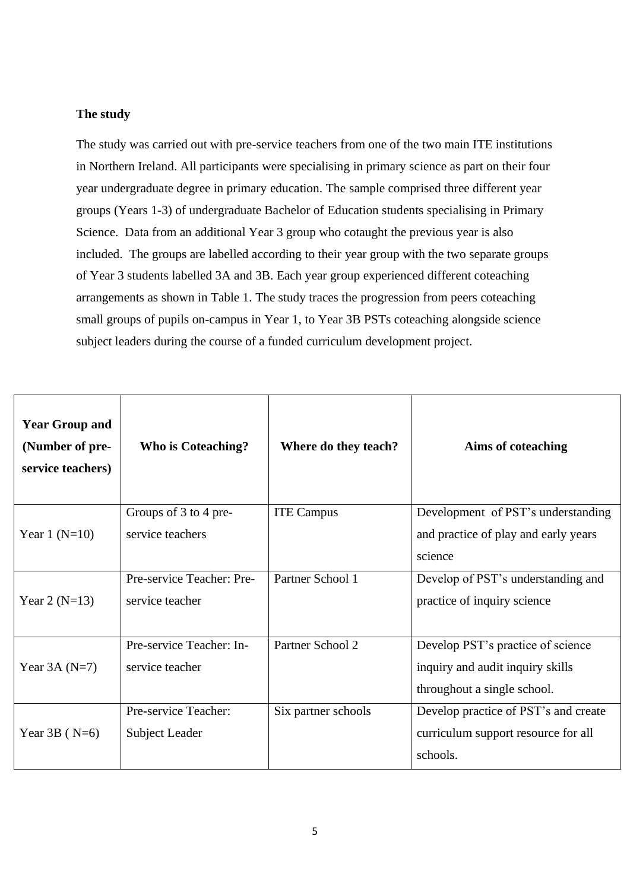**The study**

The study was carried out with pre-service teachers from one of the two main ITE institutions in Northern Ireland. All participants were specialising in primary science as part on their four year undergraduate degree in primary education. The sample comprised three different year groups (Years 1-3) of undergraduate Bachelor of Education students specialising in Primary Science. Data from an additional Year 3 group who cotaught the previous year is also included. The groups are labelled according to their year group with the two separate groups of Year 3 students labelled 3A and 3B. Each year group experienced different coteaching arrangements as shown in Table 1. The study traces the progression from peers coteaching small groups of pupils on-campus in Year 1, to Year 3B PSTs coteaching alongside science subject leaders during the course of a funded curriculum development project.

| Year Group and (Number of pre-service teachers) | Who is Coteaching? | Where do they teach? | Aims of coteaching |
|---|---|---|---|
| Year 1 (N=10) | Groups of 3 to 4 pre-service teachers | ITE Campus | Development of PST's understanding and practice of play and early years science |
| Year 2 (N=13) | Pre-service Teacher: Pre-service teacher | Partner School 1 | Develop of PST's understanding and practice of inquiry science |
| Year 3A (N=7) | Pre-service Teacher: In-service teacher | Partner School 2 | Develop PST's practice of science inquiry and audit inquiry skills throughout a single school. |
| Year 3B ( N=6) | Pre-service Teacher: Subject Leader | Six partner schools | Develop practice of PST's and create curriculum support resource for all schools. |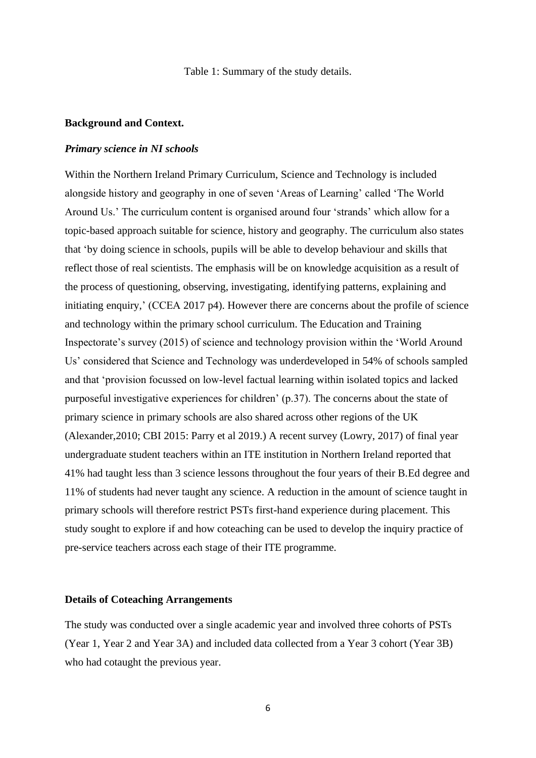Table 1: Summary of the study details.

## Background and Context.

### *Primary science in NI schools*

Within the Northern Ireland Primary Curriculum, Science and Technology is included alongside history and geography in one of seven 'Areas of Learning' called 'The World Around Us.' The curriculum content is organised around four 'strands' which allow for a topic-based approach suitable for science, history and geography. The curriculum also states that 'by doing science in schools, pupils will be able to develop behaviour and skills that reflect those of real scientists. The emphasis will be on knowledge acquisition as a result of the process of questioning, observing, investigating, identifying patterns, explaining and initiating enquiry,' (CCEA 2017 p4). However there are concerns about the profile of science and technology within the primary school curriculum. The Education and Training Inspectorate's survey (2015) of science and technology provision within the 'World Around Us' considered that Science and Technology was underdeveloped in 54% of schools sampled and that 'provision focussed on low-level factual learning within isolated topics and lacked purposeful investigative experiences for children' (p.37). The concerns about the state of primary science in primary schools are also shared across other regions of the UK (Alexander,2010; CBI 2015: Parry et al 2019.) A recent survey (Lowry, 2017) of final year undergraduate student teachers within an ITE institution in Northern Ireland reported that 41% had taught less than 3 science lessons throughout the four years of their B.Ed degree and 11% of students had never taught any science. A reduction in the amount of science taught in primary schools will therefore restrict PSTs first-hand experience during placement. This study sought to explore if and how coteaching can be used to develop the inquiry practice of pre-service teachers across each stage of their ITE programme.

## Details of Coteaching Arrangements

The study was conducted over a single academic year and involved three cohorts of PSTs (Year 1, Year 2 and Year 3A) and included data collected from a Year 3 cohort (Year 3B) who had cotaught the previous year.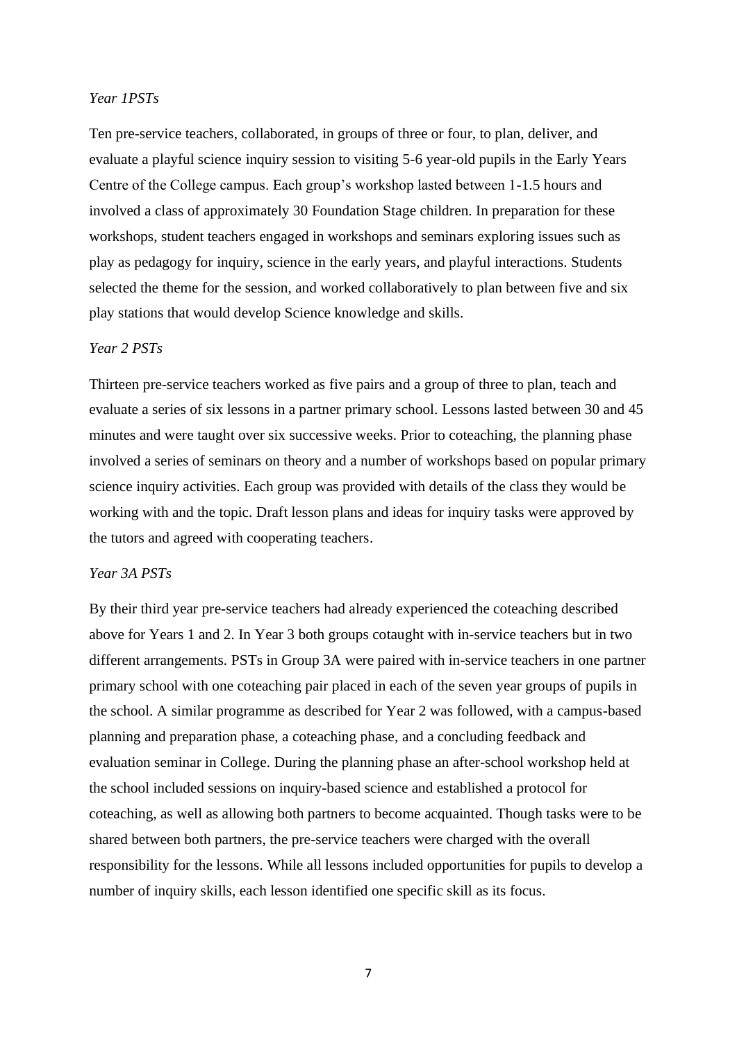*Year 1PSTs*

Ten pre-service teachers, collaborated, in groups of three or four, to plan, deliver, and evaluate a playful science inquiry session to visiting 5-6 year-old pupils in the Early Years Centre of the College campus. Each group's workshop lasted between 1-1.5 hours and involved a class of approximately 30 Foundation Stage children. In preparation for these workshops, student teachers engaged in workshops and seminars exploring issues such as play as pedagogy for inquiry, science in the early years, and playful interactions. Students selected the theme for the session, and worked collaboratively to plan between five and six play stations that would develop Science knowledge and skills.

*Year 2 PSTs*

Thirteen pre-service teachers worked as five pairs and a group of three to plan, teach and evaluate a series of six lessons in a partner primary school. Lessons lasted between 30 and 45 minutes and were taught over six successive weeks. Prior to coteaching, the planning phase involved a series of seminars on theory and a number of workshops based on popular primary science inquiry activities. Each group was provided with details of the class they would be working with and the topic. Draft lesson plans and ideas for inquiry tasks were approved by the tutors and agreed with cooperating teachers.

*Year 3A PSTs*

By their third year pre-service teachers had already experienced the coteaching described above for Years 1 and 2. In Year 3 both groups cotaught with in-service teachers but in two different arrangements. PSTs in Group 3A were paired with in-service teachers in one partner primary school with one coteaching pair placed in each of the seven year groups of pupils in the school. A similar programme as described for Year 2 was followed, with a campus-based planning and preparation phase, a coteaching phase, and a concluding feedback and evaluation seminar in College. During the planning phase an after-school workshop held at the school included sessions on inquiry-based science and established a protocol for coteaching, as well as allowing both partners to become acquainted. Though tasks were to be shared between both partners, the pre-service teachers were charged with the overall responsibility for the lessons. While all lessons included opportunities for pupils to develop a number of inquiry skills, each lesson identified one specific skill as its focus.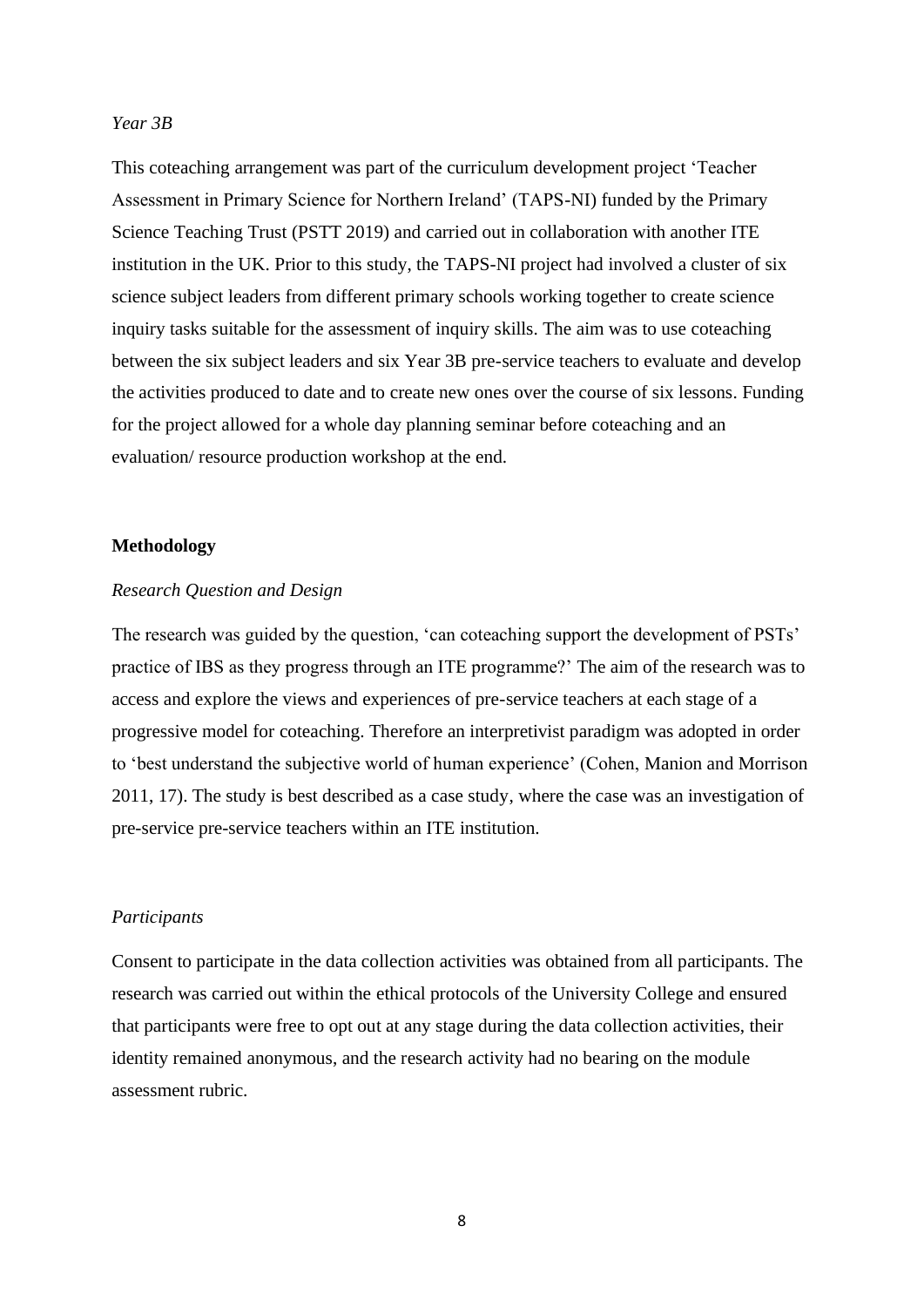*Year 3B*

This coteaching arrangement was part of the curriculum development project 'Teacher Assessment in Primary Science for Northern Ireland' (TAPS-NI) funded by the Primary Science Teaching Trust (PSTT 2019) and carried out in collaboration with another ITE institution in the UK. Prior to this study, the TAPS-NI project had involved a cluster of six science subject leaders from different primary schools working together to create science inquiry tasks suitable for the assessment of inquiry skills. The aim was to use coteaching between the six subject leaders and six Year 3B pre-service teachers to evaluate and develop the activities produced to date and to create new ones over the course of six lessons. Funding for the project allowed for a whole day planning seminar before coteaching and an evaluation/ resource production workshop at the end.

## Methodology

### *Research Question and Design*

The research was guided by the question, 'can coteaching support the development of PSTs' practice of IBS as they progress through an ITE programme?' The aim of the research was to access and explore the views and experiences of pre-service teachers at each stage of a progressive model for coteaching. Therefore an interpretivist paradigm was adopted in order to 'best understand the subjective world of human experience' (Cohen, Manion and Morrison 2011, 17). The study is best described as a case study, where the case was an investigation of pre-service pre-service teachers within an ITE institution.

### *Participants*

Consent to participate in the data collection activities was obtained from all participants. The research was carried out within the ethical protocols of the University College and ensured that participants were free to opt out at any stage during the data collection activities, their identity remained anonymous, and the research activity had no bearing on the module assessment rubric.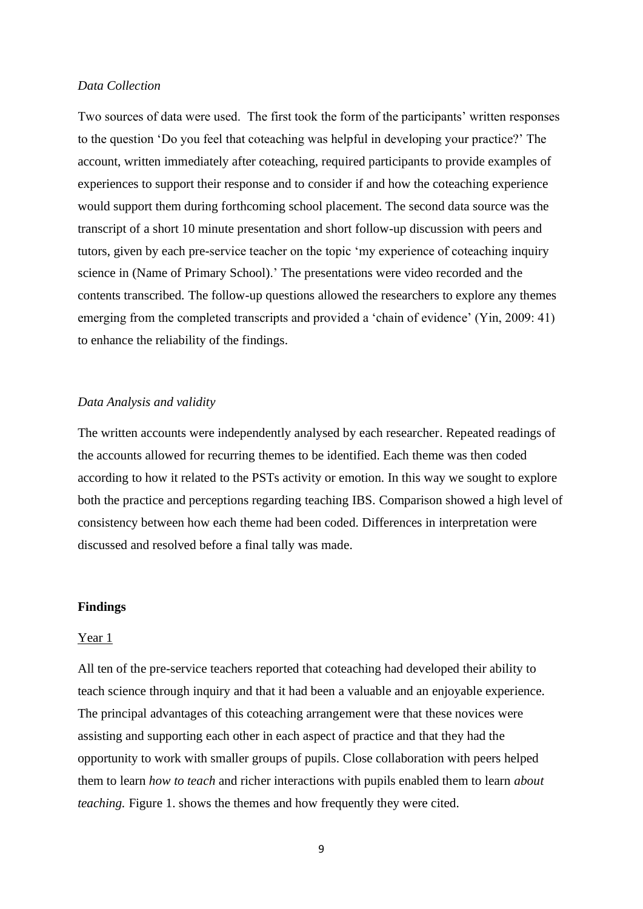*Data Collection*

Two sources of data were used. The first took the form of the participants' written responses to the question 'Do you feel that coteaching was helpful in developing your practice?' The account, written immediately after coteaching, required participants to provide examples of experiences to support their response and to consider if and how the coteaching experience would support them during forthcoming school placement. The second data source was the transcript of a short 10 minute presentation and short follow-up discussion with peers and tutors, given by each pre-service teacher on the topic 'my experience of coteaching inquiry science in (Name of Primary School).' The presentations were video recorded and the contents transcribed. The follow-up questions allowed the researchers to explore any themes emerging from the completed transcripts and provided a 'chain of evidence' (Yin, 2009: 41) to enhance the reliability of the findings.

*Data Analysis and validity*

The written accounts were independently analysed by each researcher. Repeated readings of the accounts allowed for recurring themes to be identified. Each theme was then coded according to how it related to the PSTs activity or emotion. In this way we sought to explore both the practice and perceptions regarding teaching IBS. Comparison showed a high level of consistency between how each theme had been coded. Differences in interpretation were discussed and resolved before a final tally was made.

**Findings**

<u>Year 1</u>

All ten of the pre-service teachers reported that coteaching had developed their ability to teach science through inquiry and that it had been a valuable and an enjoyable experience. The principal advantages of this coteaching arrangement were that these novices were assisting and supporting each other in each aspect of practice and that they had the opportunity to work with smaller groups of pupils. Close collaboration with peers helped them to learn *how to teach* and richer interactions with pupils enabled them to learn *about teaching.* Figure 1. shows the themes and how frequently they were cited.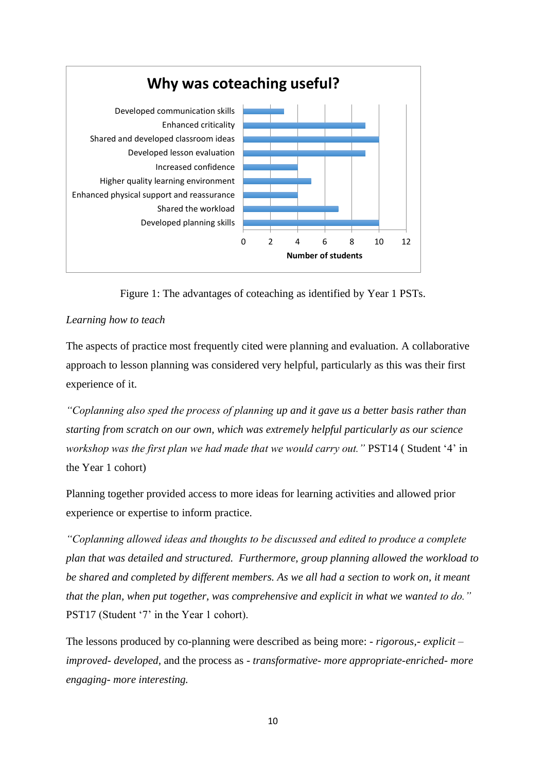**Why was coteaching useful?**

| Advantage | Number of students |
|---|---|
| Developed communication skills | 3 |
| Enhanced criticality | 9 |
| Shared and developed classroom ideas | 10 |
| Developed lesson evaluation | 9 |
| Increased confidence | 4 |
| Higher quality learning environment | 5 |
| Enhanced physical support and reassurance | 4 |
| Shared the workload | 7 |
| Developed planning skills | 10 |

Figure 1: The advantages of coteaching as identified by Year 1 PSTs.

*Learning how to teach*

The aspects of practice most frequently cited were planning and evaluation. A collaborative approach to lesson planning was considered very helpful, particularly as this was their first experience of it.

*"Coplanning also sped the process of planning up and it gave us a better basis rather than starting from scratch on our own, which was extremely helpful particularly as our science workshop was the first plan we had made that we would carry out."* PST14 ( Student '4' in the Year 1 cohort)

Planning together provided access to more ideas for learning activities and allowed prior experience or expertise to inform practice.

*"Coplanning allowed ideas and thoughts to be discussed and edited to produce a complete plan that was detailed and structured. Furthermore, group planning allowed the workload to be shared and completed by different members. As we all had a section to work on, it meant that the plan, when put together, was comprehensive and explicit in what we wanted to do."* PST17 (Student '7' in the Year 1 cohort).

The lessons produced by co-planning were described as being more: - *rigorous,- explicit – improved- developed,* and the process as - *transformative- more appropriate-enriched- more engaging- more interesting.*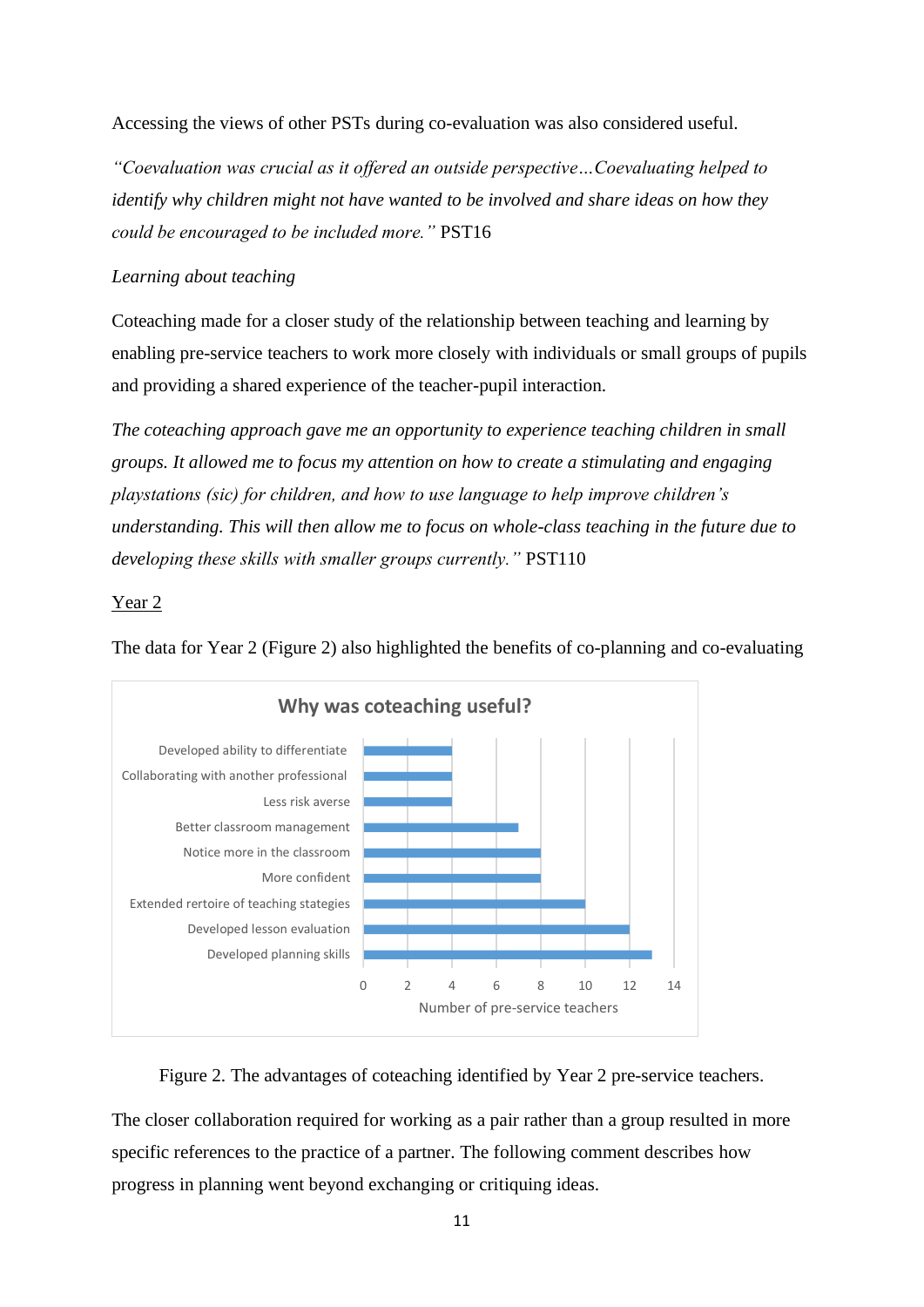Accessing the views of other PSTs during co-evaluation was also considered useful.

*"Coevaluation was crucial as it offered an outside perspective…Coevaluating helped to identify why children might not have wanted to be involved and share ideas on how they could be encouraged to be included more."* PST16

*Learning about teaching*

Coteaching made for a closer study of the relationship between teaching and learning by enabling pre-service teachers to work more closely with individuals or small groups of pupils and providing a shared experience of the teacher-pupil interaction.

*The coteaching approach gave me an opportunity to experience teaching children in small groups. It allowed me to focus my attention on how to create a stimulating and engaging playstations (sic) for children, and how to use language to help improve children's understanding. This will then allow me to focus on whole-class teaching in the future due to developing these skills with smaller groups currently."* PST110

<u>Year 2</u>

The data for Year 2 (Figure 2) also highlighted the benefits of co-planning and co-evaluating

**Why was coteaching useful?**

| Advantage | Number of pre-service teachers |
|---|---|
| Developed ability to differentiate | 4 |
| Collaborating with another professional | 4 |
| Less risk averse | 4 |
| Better classroom management | 7 |
| Notice more in the classroom | 8 |
| More confident | 8 |
| Extended rertoire of teaching stategies | 10 |
| Developed lesson evaluation | 12 |
| Developed planning skills | 13 |

Figure 2. The advantages of coteaching identified by Year 2 pre-service teachers.

The closer collaboration required for working as a pair rather than a group resulted in more specific references to the practice of a partner. The following comment describes how progress in planning went beyond exchanging or critiquing ideas.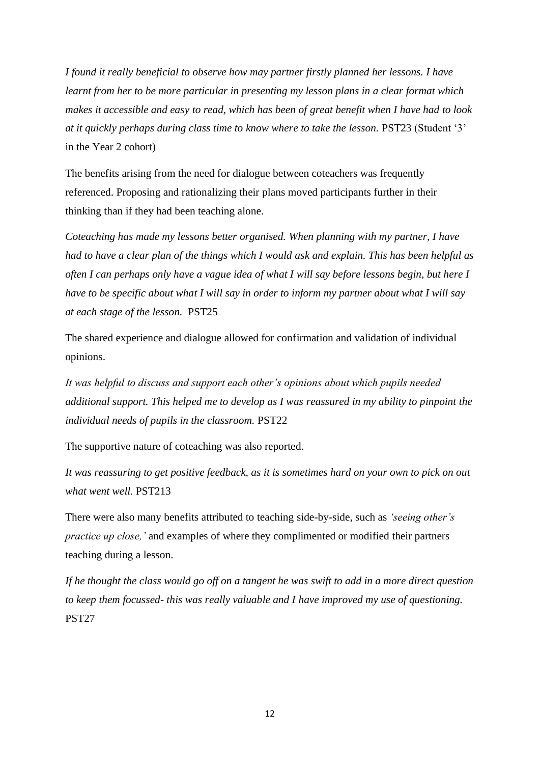*I found it really beneficial to observe how may partner firstly planned her lessons. I have learnt from her to be more particular in presenting my lesson plans in a clear format which makes it accessible and easy to read, which has been of great benefit when I have had to look at it quickly perhaps during class time to know where to take the lesson.* PST23 (Student '3' in the Year 2 cohort)

The benefits arising from the need for dialogue between coteachers was frequently referenced. Proposing and rationalizing their plans moved participants further in their thinking than if they had been teaching alone.

*Coteaching has made my lessons better organised. When planning with my partner, I have had to have a clear plan of the things which I would ask and explain. This has been helpful as often I can perhaps only have a vague idea of what I will say before lessons begin, but here I have to be specific about what I will say in order to inform my partner about what I will say at each stage of the lesson.* PST25

The shared experience and dialogue allowed for confirmation and validation of individual opinions.

*It was helpful to discuss and support each other's opinions about which pupils needed additional support. This helped me to develop as I was reassured in my ability to pinpoint the individual needs of pupils in the classroom.* PST22

The supportive nature of coteaching was also reported.

*It was reassuring to get positive feedback, as it is sometimes hard on your own to pick on out what went well.* PST213

There were also many benefits attributed to teaching side-by-side, such as *'seeing other's practice up close,'* and examples of where they complimented or modified their partners teaching during a lesson.

*If he thought the class would go off on a tangent he was swift to add in a more direct question to keep them focussed- this was really valuable and I have improved my use of questioning.* PST27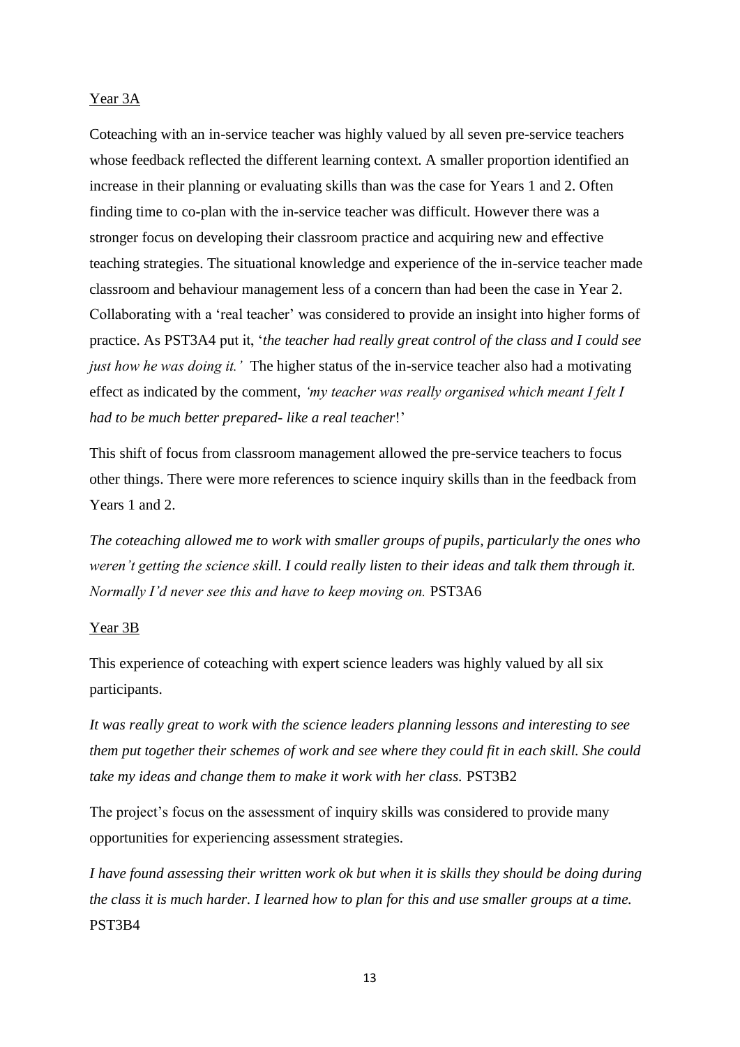Year 3A

Coteaching with an in-service teacher was highly valued by all seven pre-service teachers whose feedback reflected the different learning context. A smaller proportion identified an increase in their planning or evaluating skills than was the case for Years 1 and 2. Often finding time to co-plan with the in-service teacher was difficult. However there was a stronger focus on developing their classroom practice and acquiring new and effective teaching strategies. The situational knowledge and experience of the in-service teacher made classroom and behaviour management less of a concern than had been the case in Year 2. Collaborating with a 'real teacher' was considered to provide an insight into higher forms of practice. As PST3A4 put it, '*the teacher had really great control of the class and I could see just how he was doing it.'* The higher status of the in-service teacher also had a motivating effect as indicated by the comment, *'my teacher was really organised which meant I felt I had to be much better prepared- like a real teacher*!'

This shift of focus from classroom management allowed the pre-service teachers to focus other things. There were more references to science inquiry skills than in the feedback from Years 1 and 2.

*The coteaching allowed me to work with smaller groups of pupils, particularly the ones who weren't getting the science skill. I could really listen to their ideas and talk them through it. Normally I'd never see this and have to keep moving on.* PST3A6

Year 3B

This experience of coteaching with expert science leaders was highly valued by all six participants.

*It was really great to work with the science leaders planning lessons and interesting to see them put together their schemes of work and see where they could fit in each skill. She could take my ideas and change them to make it work with her class.* PST3B2

The project's focus on the assessment of inquiry skills was considered to provide many opportunities for experiencing assessment strategies.

*I have found assessing their written work ok but when it is skills they should be doing during the class it is much harder. I learned how to plan for this and use smaller groups at a time.* PST3B4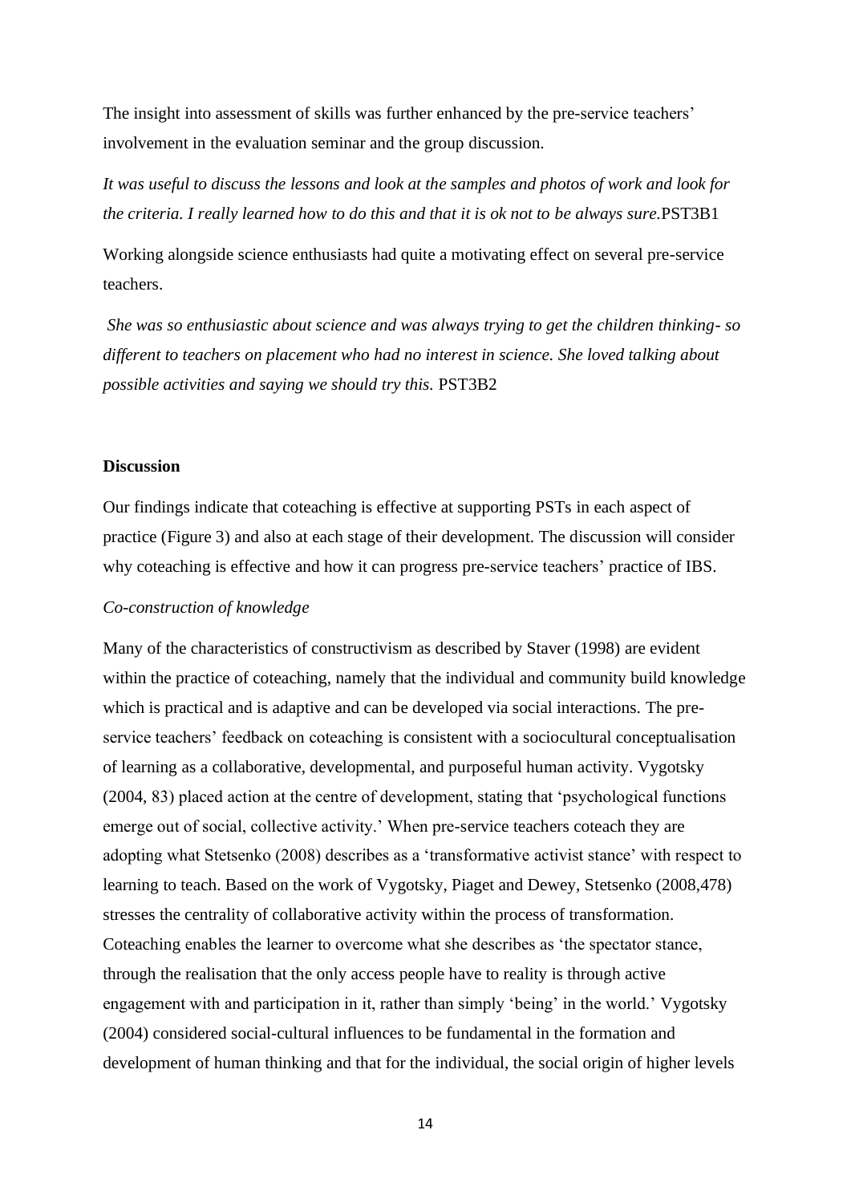The insight into assessment of skills was further enhanced by the pre-service teachers' involvement in the evaluation seminar and the group discussion.

*It was useful to discuss the lessons and look at the samples and photos of work and look for the criteria. I really learned how to do this and that it is ok not to be always sure.*PST3B1

Working alongside science enthusiasts had quite a motivating effect on several pre-service teachers.

*She was so enthusiastic about science and was always trying to get the children thinking- so different to teachers on placement who had no interest in science. She loved talking about possible activities and saying we should try this.* PST3B2

**Discussion**

Our findings indicate that coteaching is effective at supporting PSTs in each aspect of practice (Figure 3) and also at each stage of their development. The discussion will consider why coteaching is effective and how it can progress pre-service teachers' practice of IBS.

*Co-construction of knowledge*

Many of the characteristics of constructivism as described by Staver (1998) are evident within the practice of coteaching, namely that the individual and community build knowledge which is practical and is adaptive and can be developed via social interactions. The pre-service teachers' feedback on coteaching is consistent with a sociocultural conceptualisation of learning as a collaborative, developmental, and purposeful human activity. Vygotsky (2004, 83) placed action at the centre of development, stating that 'psychological functions emerge out of social, collective activity.' When pre-service teachers coteach they are adopting what Stetsenko (2008) describes as a 'transformative activist stance' with respect to learning to teach. Based on the work of Vygotsky, Piaget and Dewey, Stetsenko (2008,478) stresses the centrality of collaborative activity within the process of transformation. Coteaching enables the learner to overcome what she describes as 'the spectator stance, through the realisation that the only access people have to reality is through active engagement with and participation in it, rather than simply 'being' in the world.' Vygotsky (2004) considered social-cultural influences to be fundamental in the formation and development of human thinking and that for the individual, the social origin of higher levels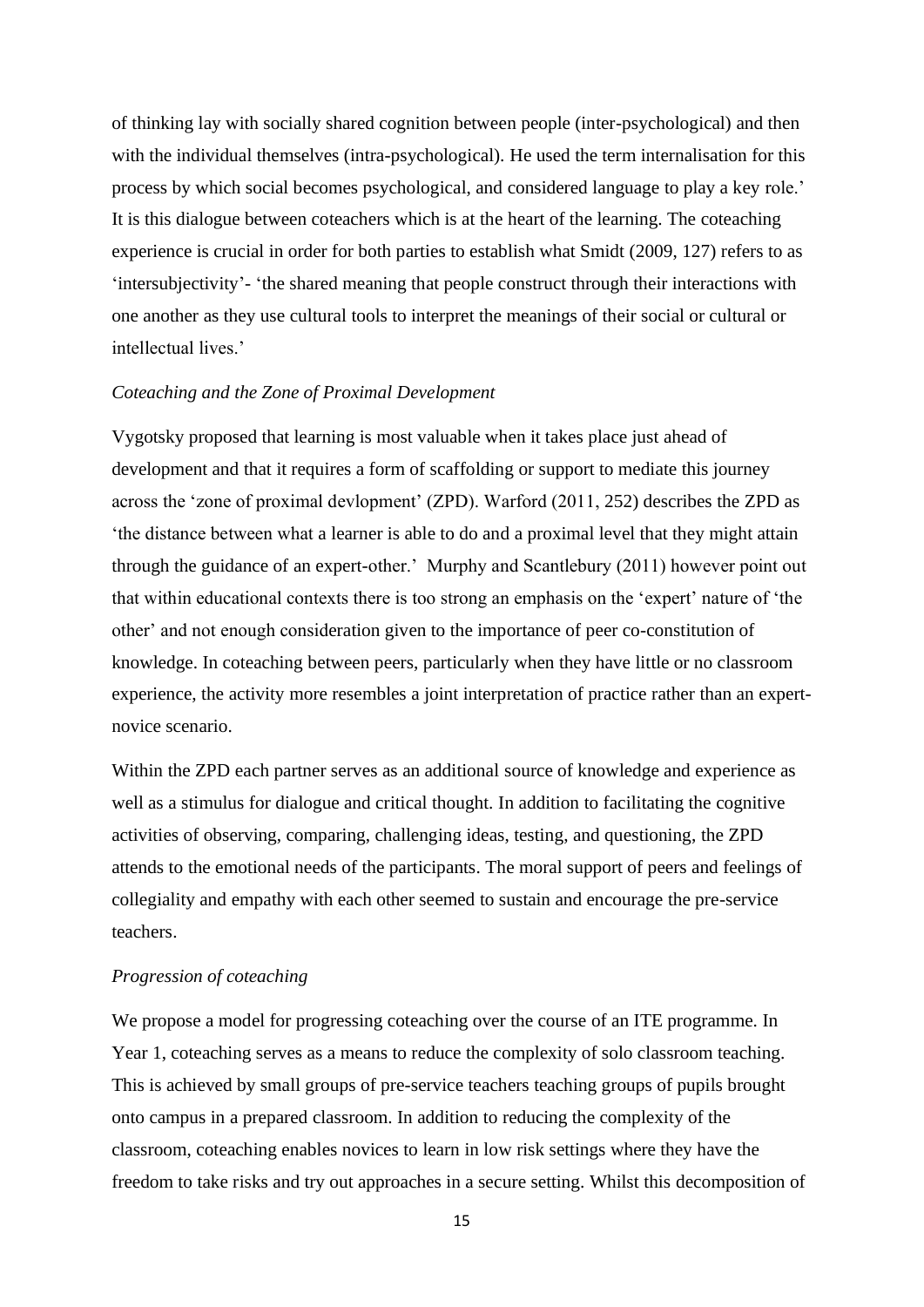of thinking lay with socially shared cognition between people (inter-psychological) and then with the individual themselves (intra-psychological). He used the term internalisation for this process by which social becomes psychological, and considered language to play a key role.' It is this dialogue between coteachers which is at the heart of the learning. The coteaching experience is crucial in order for both parties to establish what Smidt (2009, 127) refers to as 'intersubjectivity'- 'the shared meaning that people construct through their interactions with one another as they use cultural tools to interpret the meanings of their social or cultural or intellectual lives.'

*Coteaching and the Zone of Proximal Development*

Vygotsky proposed that learning is most valuable when it takes place just ahead of development and that it requires a form of scaffolding or support to mediate this journey across the 'zone of proximal devlopment' (ZPD). Warford (2011, 252) describes the ZPD as 'the distance between what a learner is able to do and a proximal level that they might attain through the guidance of an expert-other.' Murphy and Scantlebury (2011) however point out that within educational contexts there is too strong an emphasis on the 'expert' nature of 'the other' and not enough consideration given to the importance of peer co-constitution of knowledge. In coteaching between peers, particularly when they have little or no classroom experience, the activity more resembles a joint interpretation of practice rather than an expert-novice scenario.

Within the ZPD each partner serves as an additional source of knowledge and experience as well as a stimulus for dialogue and critical thought. In addition to facilitating the cognitive activities of observing, comparing, challenging ideas, testing, and questioning, the ZPD attends to the emotional needs of the participants. The moral support of peers and feelings of collegiality and empathy with each other seemed to sustain and encourage the pre-service teachers.

*Progression of coteaching*

We propose a model for progressing coteaching over the course of an ITE programme. In Year 1, coteaching serves as a means to reduce the complexity of solo classroom teaching. This is achieved by small groups of pre-service teachers teaching groups of pupils brought onto campus in a prepared classroom. In addition to reducing the complexity of the classroom, coteaching enables novices to learn in low risk settings where they have the freedom to take risks and try out approaches in a secure setting. Whilst this decomposition of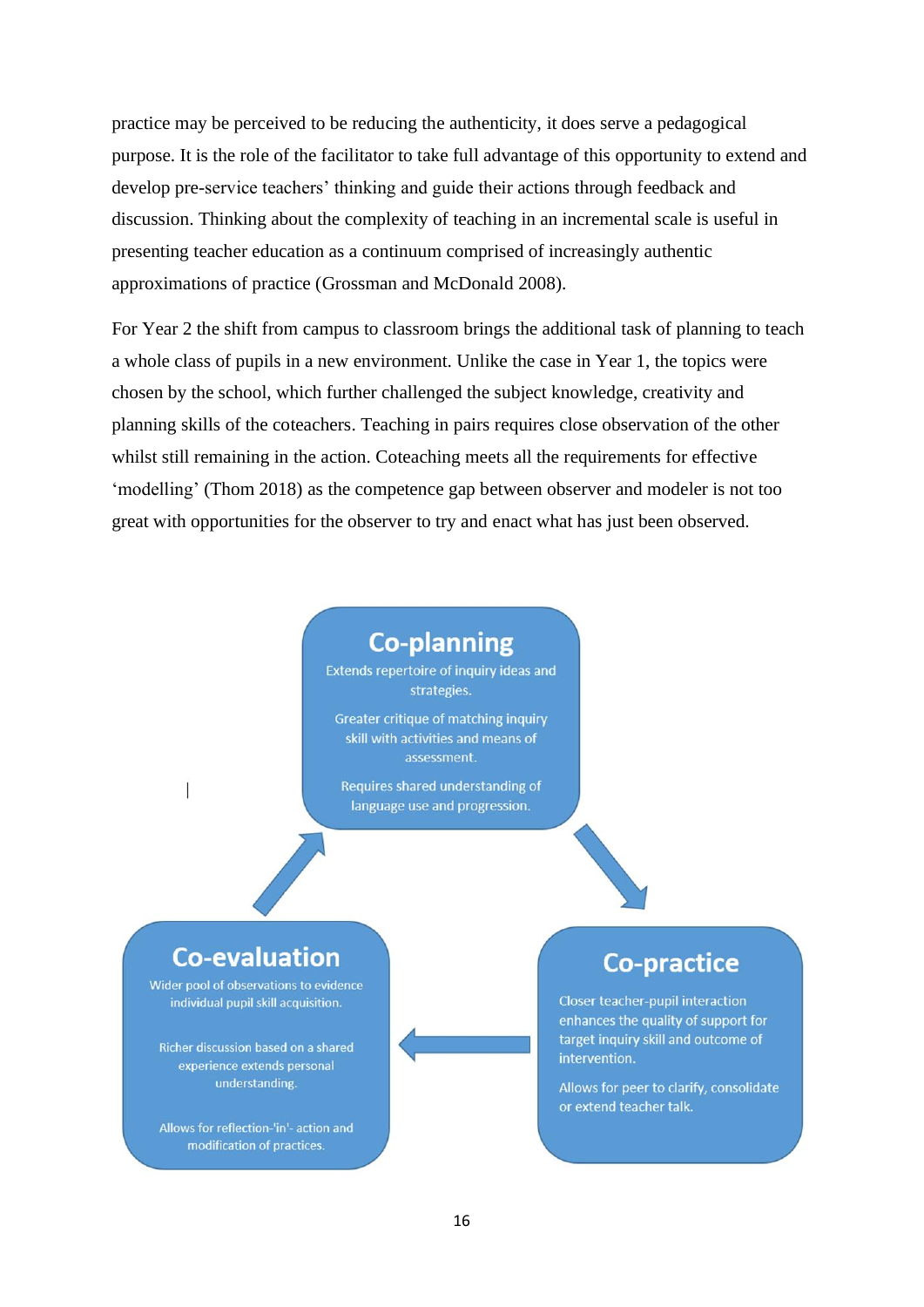practice may be perceived to be reducing the authenticity, it does serve a pedagogical purpose. It is the role of the facilitator to take full advantage of this opportunity to extend and develop pre-service teachers' thinking and guide their actions through feedback and discussion. Thinking about the complexity of teaching in an incremental scale is useful in presenting teacher education as a continuum comprised of increasingly authentic approximations of practice (Grossman and McDonald 2008).

For Year 2 the shift from campus to classroom brings the additional task of planning to teach a whole class of pupils in a new environment. Unlike the case in Year 1, the topics were chosen by the school, which further challenged the subject knowledge, creativity and planning skills of the coteachers. Teaching in pairs requires close observation of the other whilst still remaining in the action. Coteaching meets all the requirements for effective 'modelling' (Thom 2018) as the competence gap between observer and modeler is not too great with opportunities for the observer to try and enact what has just been observed.

**Co-planning**

Extends repertoire of inquiry ideas and strategies.

Greater critique of matching inquiry skill with activities and means of assessment.

Requires shared understanding of language use and progression.

**Co-practice**

Closer teacher-pupil interaction enhances the quality of support for target inquiry skill and outcome of intervention.

Allows for peer to clarify, consolidate or extend teacher talk.

**Co-evaluation**

Wider pool of observations to evidence individual pupil skill acquisition.

Richer discussion based on a shared experience extends personal understanding.

Allows for reflection-'in'- action and modification of practices.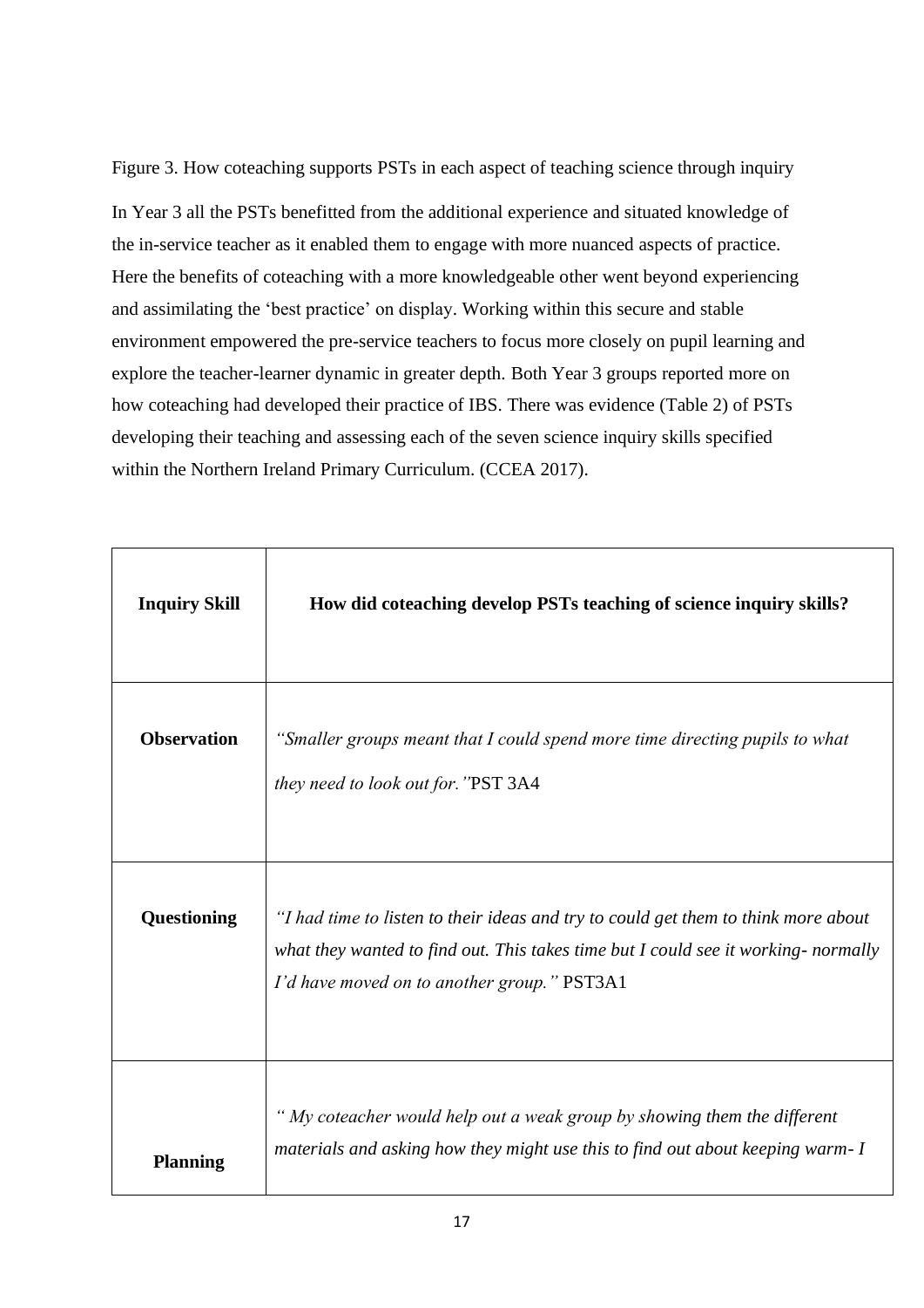Figure 3. How coteaching supports PSTs in each aspect of teaching science through inquiry

In Year 3 all the PSTs benefitted from the additional experience and situated knowledge of the in-service teacher as it enabled them to engage with more nuanced aspects of practice. Here the benefits of coteaching with a more knowledgeable other went beyond experiencing and assimilating the 'best practice' on display. Working within this secure and stable environment empowered the pre-service teachers to focus more closely on pupil learning and explore the teacher-learner dynamic in greater depth. Both Year 3 groups reported more on how coteaching had developed their practice of IBS. There was evidence (Table 2) of PSTs developing their teaching and assessing each of the seven science inquiry skills specified within the Northern Ireland Primary Curriculum. (CCEA 2017).

| **Inquiry Skill** | **How did coteaching develop PSTs teaching of science inquiry skills?** |
|---|---|
| **Observation** | *"Smaller groups meant that I could spend more time directing pupils to what they need to look out for."* PST 3A4 |
| **Questioning** | *"I had time to listen to their ideas and try to could get them to think more about what they wanted to find out. This takes time but I could see it working- normally I'd have moved on to another group."* PST3A1 |
| **Planning** | *" My coteacher would help out a weak group by showing them the different materials and asking how they might use this to find out about keeping warm- I* |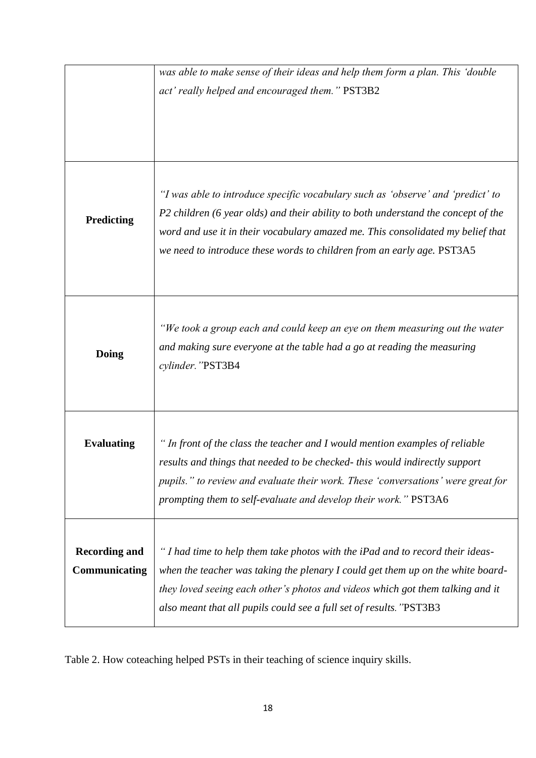| | |
|---|---|
| | *was able to make sense of their ideas and help them form a plan. This 'double act' really helped and encouraged them."* PST3B2 |
| **Predicting** | *"I was able to introduce specific vocabulary such as 'observe' and 'predict' to P2 children (6 year olds) and their ability to both understand the concept of the word and use it in their vocabulary amazed me. This consolidated my belief that we need to introduce these words to children from an early age.* PST3A5 |
| **Doing** | *"We took a group each and could keep an eye on them measuring out the water and making sure everyone at the table had a go at reading the measuring cylinder."*PST3B4 |
| **Evaluating** | *" In front of the class the teacher and I would mention examples of reliable results and things that needed to be checked- this would indirectly support pupils." to review and evaluate their work. These 'conversations' were great for prompting them to self-evaluate and develop their work."* PST3A6 |
| **Recording and Communicating** | *" I had time to help them take photos with the iPad and to record their ideas- when the teacher was taking the plenary I could get them up on the white board- they loved seeing each other's photos and videos which got them talking and it also meant that all pupils could see a full set of results."*PST3B3 |

Table 2. How coteaching helped PSTs in their teaching of science inquiry skills.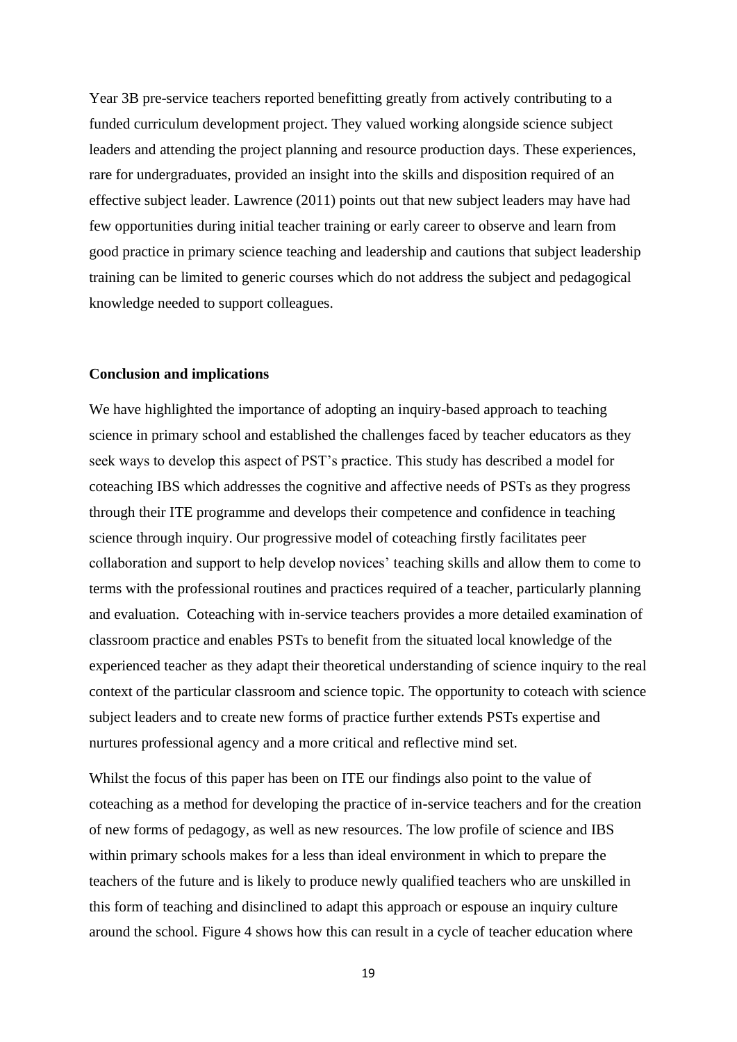Year 3B pre-service teachers reported benefitting greatly from actively contributing to a funded curriculum development project. They valued working alongside science subject leaders and attending the project planning and resource production days. These experiences, rare for undergraduates, provided an insight into the skills and disposition required of an effective subject leader. Lawrence (2011) points out that new subject leaders may have had few opportunities during initial teacher training or early career to observe and learn from good practice in primary science teaching and leadership and cautions that subject leadership training can be limited to generic courses which do not address the subject and pedagogical knowledge needed to support colleagues.

## Conclusion and implications

We have highlighted the importance of adopting an inquiry-based approach to teaching science in primary school and established the challenges faced by teacher educators as they seek ways to develop this aspect of PST's practice. This study has described a model for coteaching IBS which addresses the cognitive and affective needs of PSTs as they progress through their ITE programme and develops their competence and confidence in teaching science through inquiry. Our progressive model of coteaching firstly facilitates peer collaboration and support to help develop novices' teaching skills and allow them to come to terms with the professional routines and practices required of a teacher, particularly planning and evaluation. Coteaching with in-service teachers provides a more detailed examination of classroom practice and enables PSTs to benefit from the situated local knowledge of the experienced teacher as they adapt their theoretical understanding of science inquiry to the real context of the particular classroom and science topic. The opportunity to coteach with science subject leaders and to create new forms of practice further extends PSTs expertise and nurtures professional agency and a more critical and reflective mind set.

Whilst the focus of this paper has been on ITE our findings also point to the value of coteaching as a method for developing the practice of in-service teachers and for the creation of new forms of pedagogy, as well as new resources. The low profile of science and IBS within primary schools makes for a less than ideal environment in which to prepare the teachers of the future and is likely to produce newly qualified teachers who are unskilled in this form of teaching and disinclined to adapt this approach or espouse an inquiry culture around the school. Figure 4 shows how this can result in a cycle of teacher education where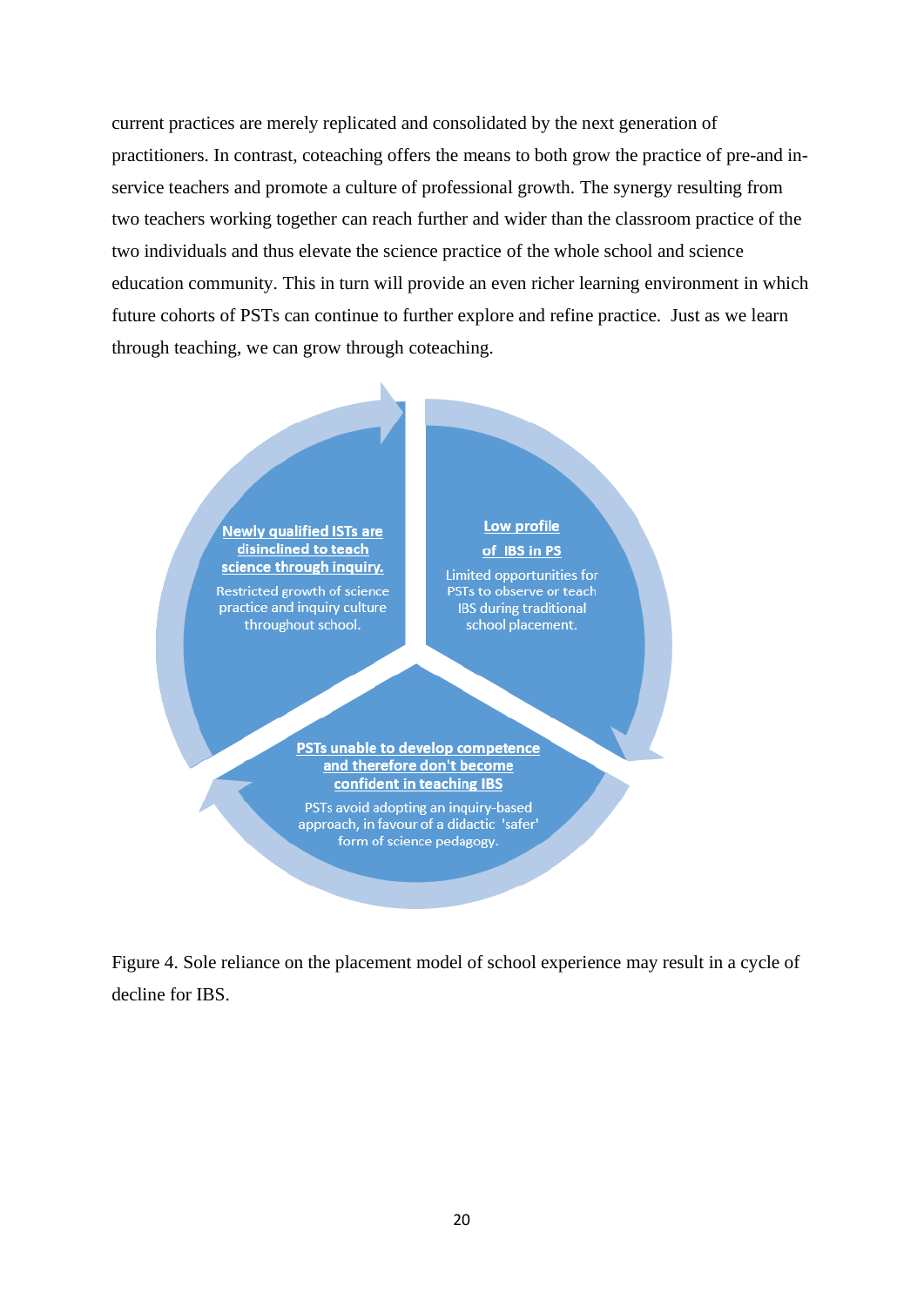current practices are merely replicated and consolidated by the next generation of practitioners. In contrast, coteaching offers the means to both grow the practice of pre-and in-service teachers and promote a culture of professional growth. The synergy resulting from two teachers working together can reach further and wider than the classroom practice of the two individuals and thus elevate the science practice of the whole school and science education community. This in turn will provide an even richer learning environment in which future cohorts of PSTs can continue to further explore and refine practice. Just as we learn through teaching, we can grow through coteaching.

**Newly qualified ISTs are disinclined to teach science through inquiry.**
Restricted growth of science practice and inquiry culture throughout school.

**Low profile of IBS in PS**
Limited opportunities for PSTs to observe or teach IBS during traditional school placement.

**PSTs unable to develop competence and therefore don't become confident in teaching IBS**
PSTs avoid adopting an inquiry-based approach, in favour of a didactic 'safer' form of science pedagogy.

Figure 4. Sole reliance on the placement model of school experience may result in a cycle of decline for IBS.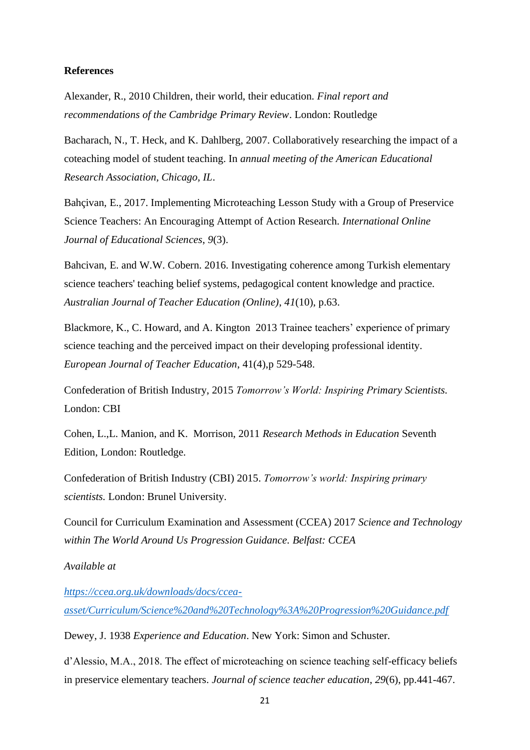**References**

Alexander, R., 2010 Children, their world, their education. *Final report and recommendations of the Cambridge Primary Review*. London: Routledge

Bacharach, N., T. Heck, and K. Dahlberg, 2007. Collaboratively researching the impact of a coteaching model of student teaching. In *annual meeting of the American Educational Research Association, Chicago, IL*.

Bahçivan, E., 2017. Implementing Microteaching Lesson Study with a Group of Preservice Science Teachers: An Encouraging Attempt of Action Research. *International Online Journal of Educational Sciences*, *9*(3).

Bahcivan, E. and W.W. Cobern. 2016. Investigating coherence among Turkish elementary science teachers' teaching belief systems, pedagogical content knowledge and practice. *Australian Journal of Teacher Education (Online)*, *41*(10), p.63.

Blackmore, K., C. Howard, and A. Kington 2013 Trainee teachers' experience of primary science teaching and the perceived impact on their developing professional identity. *European Journal of Teacher Education*, 41(4),p 529-548.

Confederation of British Industry, 2015 *Tomorrow's World: Inspiring Primary Scientists.* London: CBI

Cohen, L.,L. Manion, and K. Morrison, 2011 *Research Methods in Education* Seventh Edition, London: Routledge.

Confederation of British Industry (CBI) 2015. *Tomorrow's world: Inspiring primary scientists.* London: Brunel University.

Council for Curriculum Examination and Assessment (CCEA) 2017 *Science and Technology within The World Around Us Progression Guidance. Belfast: CCEA*

*Available at*

[https://ccea.org.uk/downloads/docs/ccea-asset/Curriculum/Science%20and%20Technology%3A%20Progression%20Guidance.pdf](https://ccea.org.uk/downloads/docs/ccea-asset/Curriculum/Science%20and%20Technology%3A%20Progression%20Guidance.pdf)

Dewey, J. 1938 *Experience and Education*. New York: Simon and Schuster.

d'Alessio, M.A., 2018. The effect of microteaching on science teaching self-efficacy beliefs in preservice elementary teachers. *Journal of science teacher education*, *29*(6), pp.441-467.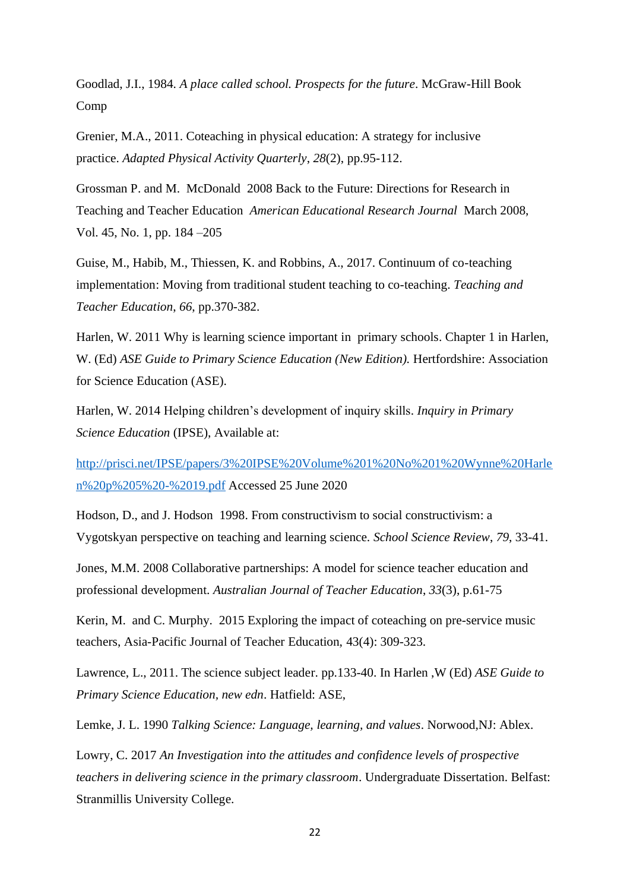Goodlad, J.I., 1984. *A place called school. Prospects for the future*. McGraw-Hill Book Comp

Grenier, M.A., 2011. Coteaching in physical education: A strategy for inclusive practice. *Adapted Physical Activity Quarterly*, *28*(2), pp.95-112.

Grossman P. and M. McDonald 2008 Back to the Future: Directions for Research in Teaching and Teacher Education *American Educational Research Journal* March 2008, Vol. 45, No. 1, pp. 184 –205

Guise, M., Habib, M., Thiessen, K. and Robbins, A., 2017. Continuum of co-teaching implementation: Moving from traditional student teaching to co-teaching. *Teaching and Teacher Education*, *66*, pp.370-382.

Harlen, W. 2011 Why is learning science important in primary schools. Chapter 1 in Harlen, W. (Ed) *ASE Guide to Primary Science Education (New Edition).* Hertfordshire: Association for Science Education (ASE).

Harlen, W. 2014 Helping children's development of inquiry skills. *Inquiry in Primary Science Education* (IPSE), Available at:

http://prisci.net/IPSE/papers/3%20IPSE%20Volume%201%20No%201%20Wynne%20Harlen%20p%205%20-%2019.pdf Accessed 25 June 2020

Hodson, D., and J. Hodson 1998. From constructivism to social constructivism: a Vygotskyan perspective on teaching and learning science. *School Science Review*, *79*, 33-41.

Jones, M.M. 2008 Collaborative partnerships: A model for science teacher education and professional development. *Australian Journal of Teacher Education*, *33*(3), p.61-75

Kerin, M. and C. Murphy. 2015 Exploring the impact of coteaching on pre-service music teachers, Asia-Pacific Journal of Teacher Education, 43(4): 309-323.

Lawrence, L., 2011. The science subject leader. pp.133-40. In Harlen ,W (Ed) *ASE Guide to Primary Science Education, new edn*. Hatfield: ASE,

Lemke, J. L. 1990 *Talking Science: Language, learning, and values*. Norwood,NJ: Ablex.

Lowry, C. 2017 *An Investigation into the attitudes and confidence levels of prospective teachers in delivering science in the primary classroom*. Undergraduate Dissertation. Belfast: Stranmillis University College.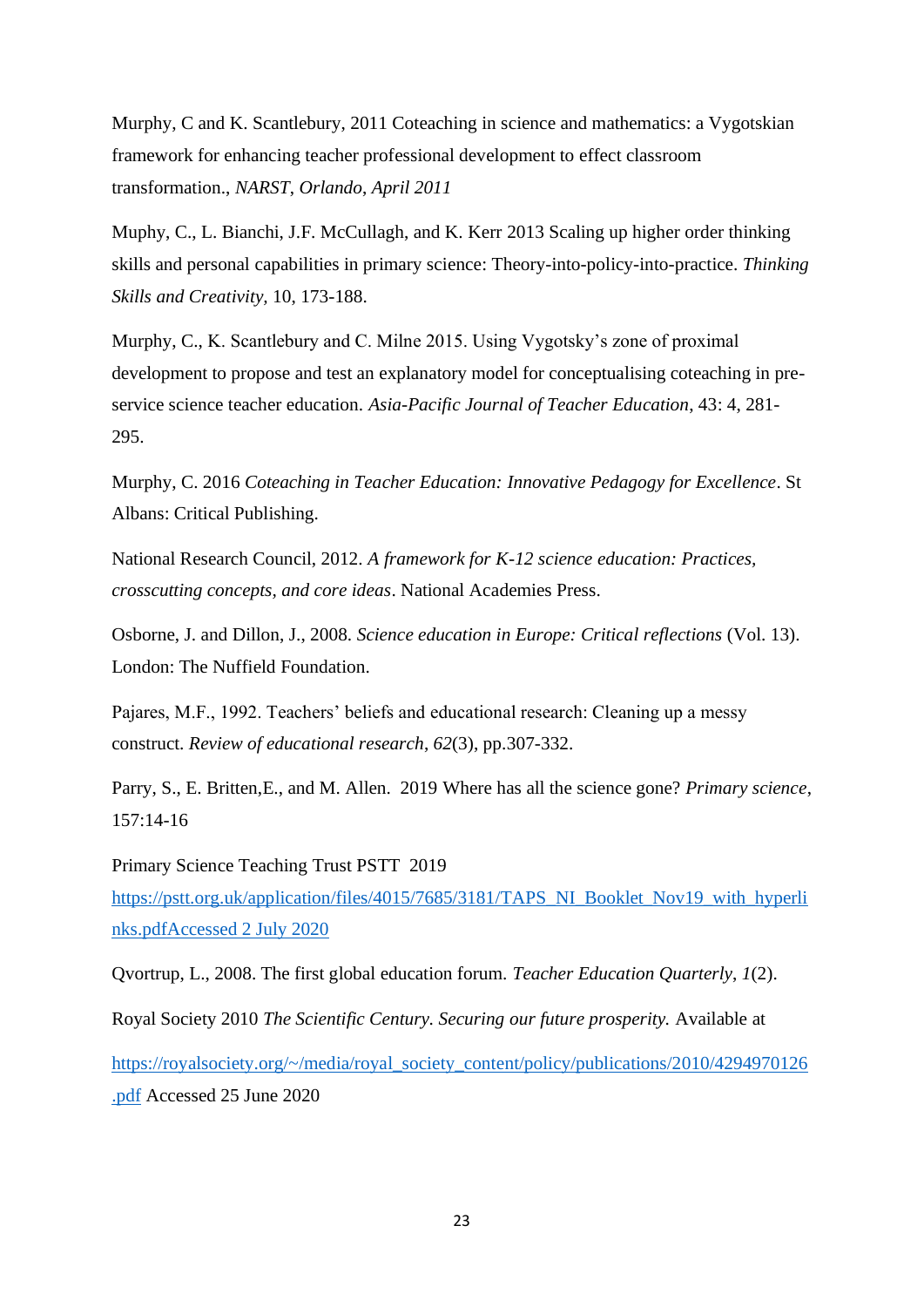Murphy, C and K. Scantlebury, 2011 Coteaching in science and mathematics: a Vygotskian framework for enhancing teacher professional development to effect classroom transformation., *NARST, Orlando, April 2011*

Muphy, C., L. Bianchi, J.F. McCullagh, and K. Kerr 2013 Scaling up higher order thinking skills and personal capabilities in primary science: Theory-into-policy-into-practice. *Thinking Skills and Creativity*, 10, 173-188.

Murphy, C., K. Scantlebury and C. Milne 2015. Using Vygotsky's zone of proximal development to propose and test an explanatory model for conceptualising coteaching in pre-service science teacher education. *Asia-Pacific Journal of Teacher Education*, 43: 4, 281-295.

Murphy, C. 2016 *Coteaching in Teacher Education: Innovative Pedagogy for Excellence*. St Albans: Critical Publishing.

National Research Council, 2012. *A framework for K-12 science education: Practices, crosscutting concepts, and core ideas*. National Academies Press.

Osborne, J. and Dillon, J., 2008. *Science education in Europe: Critical reflections* (Vol. 13). London: The Nuffield Foundation.

Pajares, M.F., 1992. Teachers' beliefs and educational research: Cleaning up a messy construct. *Review of educational research*, *62*(3), pp.307-332.

Parry, S., E. Britten,E., and M. Allen. 2019 Where has all the science gone? *Primary science*, 157:14-16

Primary Science Teaching Trust PSTT 2019
https://pstt.org.uk/application/files/4015/7685/3181/TAPS_NI_Booklet_Nov19_with_hyperlinks.pdfAccessed 2 July 2020

Qvortrup, L., 2008. The first global education forum. *Teacher Education Quarterly*, *1*(2).

Royal Society 2010 *The Scientific Century. Securing our future prosperity.* Available at

https://royalsociety.org/~/media/royal_society_content/policy/publications/2010/4294970126.pdf Accessed 25 June 2020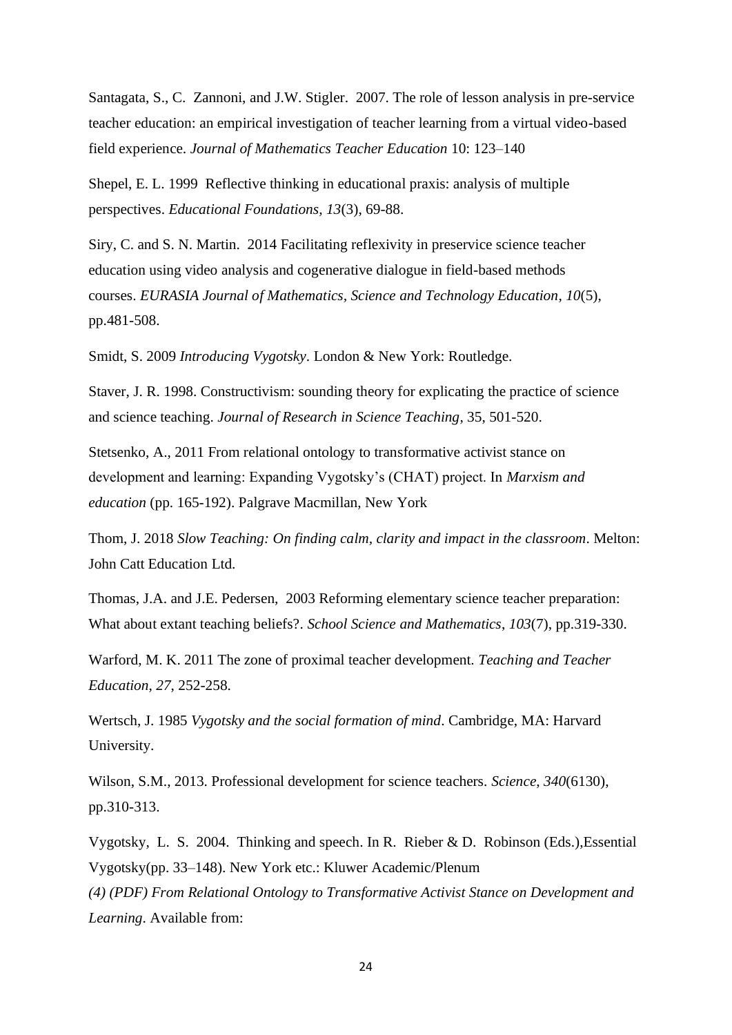Santagata, S., C. Zannoni, and J.W. Stigler. 2007. The role of lesson analysis in pre-service teacher education: an empirical investigation of teacher learning from a virtual video-based field experience. *Journal of Mathematics Teacher Education* 10: 123–140

Shepel, E. L. 1999 Reflective thinking in educational praxis: analysis of multiple perspectives. *Educational Foundations*, *13*(3), 69-88.

Siry, C. and S. N. Martin. 2014 Facilitating reflexivity in preservice science teacher education using video analysis and cogenerative dialogue in field-based methods courses. *EURASIA Journal of Mathematics, Science and Technology Education*, *10*(5), pp.481-508.

Smidt, S. 2009 *Introducing Vygotsky*. London & New York: Routledge.

Staver, J. R. 1998. Constructivism: sounding theory for explicating the practice of science and science teaching. *Journal of Research in Science Teaching*, 35, 501-520.

Stetsenko, A., 2011 From relational ontology to transformative activist stance on development and learning: Expanding Vygotsky's (CHAT) project. In *Marxism and education* (pp. 165-192). Palgrave Macmillan, New York

Thom, J. 2018 *Slow Teaching: On finding calm, clarity and impact in the classroom*. Melton: John Catt Education Ltd.

Thomas, J.A. and J.E. Pedersen, 2003 Reforming elementary science teacher preparation: What about extant teaching beliefs?. *School Science and Mathematics*, *103*(7), pp.319-330.

Warford, M. K. 2011 The zone of proximal teacher development. *Teaching and Teacher Education*, *27*, 252-258.

Wertsch, J. 1985 *Vygotsky and the social formation of mind*. Cambridge, MA: Harvard University.

Wilson, S.M., 2013. Professional development for science teachers. *Science*, *340*(6130), pp.310-313.

Vygotsky, L. S. 2004. Thinking and speech. In R. Rieber & D. Robinson (Eds.),Essential Vygotsky(pp. 33–148). New York etc.: Kluwer Academic/Plenum
*(4) (PDF) From Relational Ontology to Transformative Activist Stance on Development and Learning*. Available from: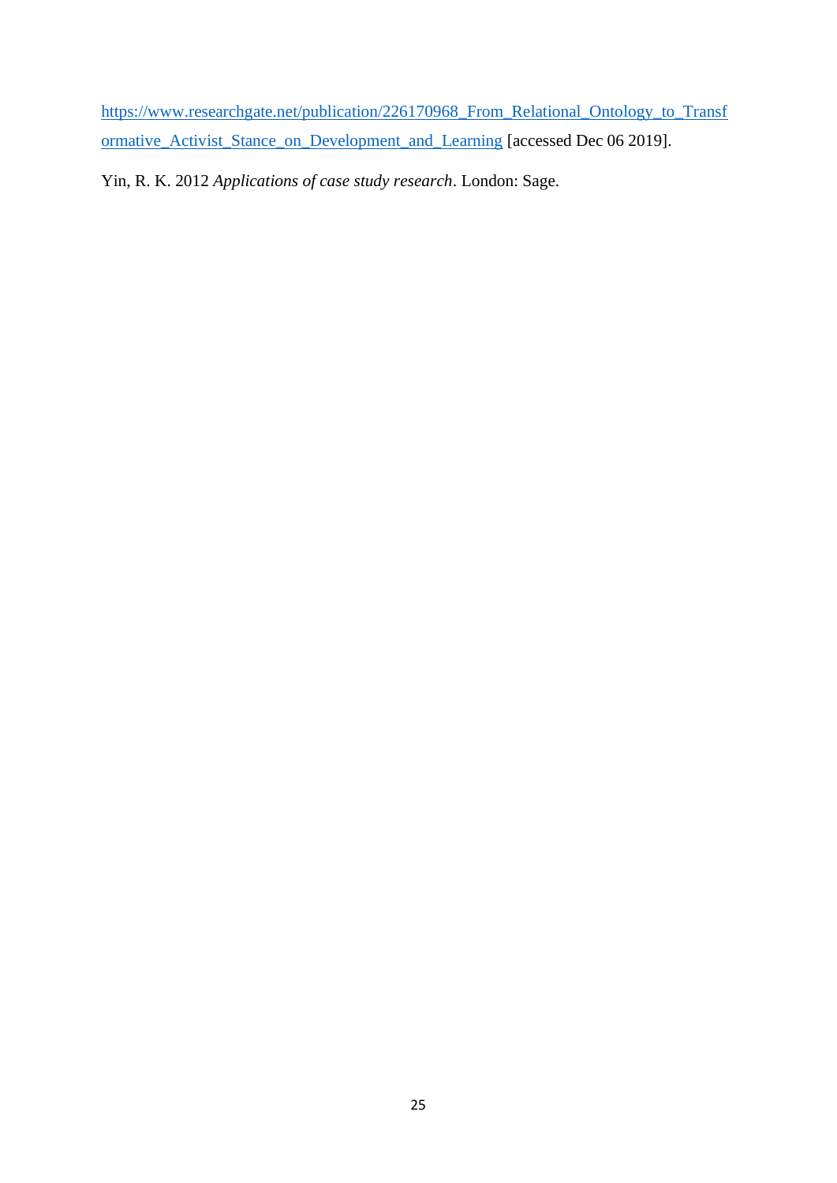https://www.researchgate.net/publication/226170968_From_Relational_Ontology_to_Transformative_Activist_Stance_on_Development_and_Learning [accessed Dec 06 2019].

Yin, R. K. 2012 *Applications of case study research*. London: Sage.